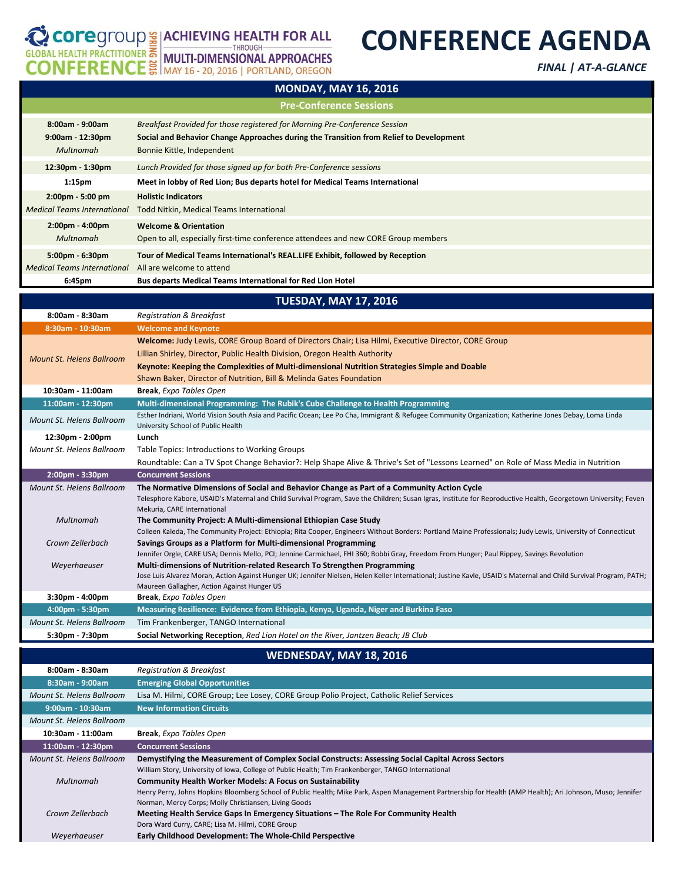# CORE Group Global Health Practitioner Conference — Spring 2016

**ACHIEVING HEALTH FOR ALL THROUGH MULTI-DIMENSIONAL APPROACHES**
MAY 16 - 20, 2016 | PORTLAND, OREGON

# CONFERENCE AGENDA

*FINAL | AT-A-GLANCE*

## MONDAY, MAY 16, 2016

### Pre-Conference Sessions

| Time / Location | Session |
|---|---|
| 8:00am - 9:00am | *Breakfast Provided for those registered for Morning Pre-Conference Session* |
| 9:00am - 12:30pm | **Social and Behavior Change Approaches during the Transition from Relief to Development** |
| *Multnomah* | Bonnie Kittle, Independent |
| 12:30pm - 1:30pm | *Lunch Provided for those signed up for both Pre-Conference sessions* |
| 1:15pm | **Meet in lobby of Red Lion; Bus departs hotel for Medical Teams International** |
| 2:00pm - 5:00 pm | **Holistic Indicators** |
| *Medical Teams International* | Todd Nitkin, Medical Teams International |
| 2:00pm - 4:00pm | **Welcome & Orientation** |
| *Multnomah* | Open to all, especially first-time conference attendees and new CORE Group members |
| 5:00pm - 6:30pm | **Tour of Medical Teams International's REAL.LIFE Exhibit, followed by Reception** |
| *Medical Teams International* | All are welcome to attend |
| 6:45pm | **Bus departs Medical Teams International for Red Lion Hotel** |

## TUESDAY, MAY 17, 2016

| Time / Location | Session |
|---|---|
| 8:00am - 8:30am | *Registration & Breakfast* |
| 8:30am - 10:30am | **Welcome and Keynote** |
| *Mount St. Helens Ballroom* | **Welcome:** Judy Lewis, CORE Group Board of Directors Chair; Lisa Hilmi, Executive Director, CORE Group<br>Lillian Shirley, Director, Public Health Division, Oregon Health Authority<br>**Keynote: Keeping the Complexities of Multi-dimensional Nutrition Strategies Simple and Doable**<br>Shawn Baker, Director of Nutrition, Bill & Melinda Gates Foundation |
| 10:30am - 11:00am | **Break**, *Expo Tables Open* |
| 11:00am - 12:30pm | **Multi-dimensional Programming: The Rubik's Cube Challenge to Health Programming** |
| *Mount St. Helens Ballroom* | Esther Indriani, World Vision South Asia and Pacific Ocean; Lee Po Cha, Immigrant & Refugee Community Organization; Katherine Jones Debay, Loma Linda University School of Public Health |
| 12:30pm - 2:00pm | **Lunch** |
| *Mount St. Helens Ballroom* | Table Topics: Introductions to Working Groups<br>Roundtable: Can a TV Spot Change Behavior?: Help Shape Alive & Thrive's Set of "Lessons Learned" on Role of Mass Media in Nutrition |
| 2:00pm - 3:30pm | **Concurrent Sessions** |
| *Mount St. Helens Ballroom* | **The Normative Dimensions of Social and Behavior Change as Part of a Community Action Cycle**<br>Telesphore Kabore, USAID's Maternal and Child Survival Program, Save the Children; Susan Igras, Institute for Reproductive Health, Georgetown University; Feven Mekuria, CARE International |
| *Multnomah* | **The Community Project: A Multi-dimensional Ethiopian Case Study**<br>Colleen Kaleda, The Community Project: Ethiopia; Rita Cooper, Engineers Without Borders: Portland Maine Professionals; Judy Lewis, University of Connecticut |
| *Crown Zellerbach* | **Savings Groups as a Platform for Multi-dimensional Programming**<br>Jennifer Orgle, CARE USA; Dennis Mello, PCI; Jennine Carmichael, FHI 360; Bobbi Gray, Freedom From Hunger; Paul Rippey, Savings Revolution |
| *Weyerhaeuser* | **Multi-dimensions of Nutrition-related Research To Strengthen Programming**<br>Jose Luis Alvarez Moran, Action Against Hunger UK; Jennifer Nielsen, Helen Keller International; Justine Kavle, USAID's Maternal and Child Survival Program, PATH; Maureen Gallagher, Action Against Hunger US |
| 3:30pm - 4:00pm | **Break**, *Expo Tables Open* |
| 4:00pm - 5:30pm | **Measuring Resilience: Evidence from Ethiopia, Kenya, Uganda, Niger and Burkina Faso** |
| *Mount St. Helens Ballroom* | Tim Frankenberger, TANGO International |
| 5:30pm - 7:30pm | **Social Networking Reception**, *Red Lion Hotel on the River, Jantzen Beach; JB Club* |

## WEDNESDAY, MAY 18, 2016

| Time / Location | Session |
|---|---|
| 8:00am - 8:30am | *Registration & Breakfast* |
| 8:30am - 9:00am | **Emerging Global Opportunities** |
| *Mount St. Helens Ballroom* | Lisa M. Hilmi, CORE Group; Lee Losey, CORE Group Polio Project, Catholic Relief Services |
| 9:00am - 10:30am | **New Information Circuits** |
| *Mount St. Helens Ballroom* | |
| 10:30am - 11:00am | **Break**, *Expo Tables Open* |
| 11:00am - 12:30pm | **Concurrent Sessions** |
| *Mount St. Helens Ballroom* | **Demystifying the Measurement of Complex Social Constructs: Assessing Social Capital Across Sectors**<br>William Story, University of Iowa, College of Public Health; Tim Frankenberger, TANGO International |
| *Multnomah* | **Community Health Worker Models: A Focus on Sustainability**<br>Henry Perry, Johns Hopkins Bloomberg School of Public Health; Mike Park, Aspen Management Partnership for Health (AMP Health); Ari Johnson, Muso; Jennifer Norman, Mercy Corps; Molly Christiansen, Living Goods |
| *Crown Zellerbach* | **Meeting Health Service Gaps In Emergency Situations – The Role For Community Health**<br>Dora Ward Curry, CARE; Lisa M. Hilmi, CORE Group |
| *Weyerhaeuser* | **Early Childhood Development: The Whole-Child Perspective** |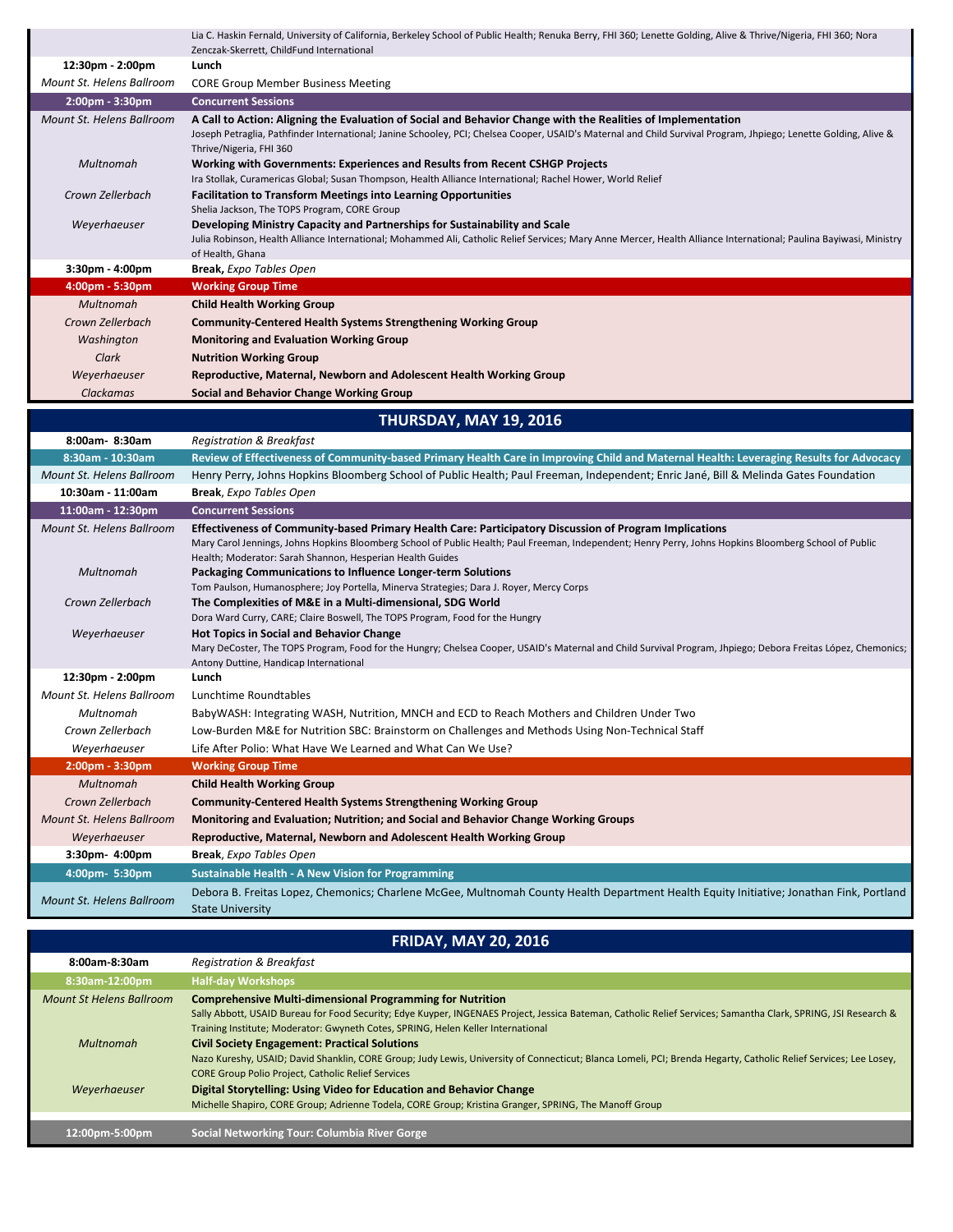| | |
|---|---|
| | Lia C. Haskin Fernald, University of California, Berkeley School of Public Health; Renuka Berry, FHI 360; Lenette Golding, Alive & Thrive/Nigeria, FHI 360; Nora Zenczak-Skerrett, ChildFund International |
| **12:30pm - 2:00pm** | **Lunch** |
| *Mount St. Helens Ballroom* | CORE Group Member Business Meeting |
| **2:00pm - 3:30pm** | **Concurrent Sessions** |
| *Mount St. Helens Ballroom* | **A Call to Action: Aligning the Evaluation of Social and Behavior Change with the Realities of Implementation** Joseph Petraglia, Pathfinder International; Janine Schooley, PCI; Chelsea Cooper, USAID's Maternal and Child Survival Program, Jhpiego; Lenette Golding, Alive & Thrive/Nigeria, FHI 360 |
| *Multnomah* | **Working with Governments: Experiences and Results from Recent CSHGP Projects** Ira Stollak, Curamericas Global; Susan Thompson, Health Alliance International; Rachel Hower, World Relief |
| *Crown Zellerbach* | **Facilitation to Transform Meetings into Learning Opportunities** Shelia Jackson, The TOPS Program, CORE Group |
| *Weyerhaeuser* | **Developing Ministry Capacity and Partnerships for Sustainability and Scale** Julia Robinson, Health Alliance International; Mohammed Ali, Catholic Relief Services; Mary Anne Mercer, Health Alliance International; Paulina Bayiwasi, Ministry of Health, Ghana |
| **3:30pm - 4:00pm** | **Break**, *Expo Tables Open* |
| **4:00pm - 5:30pm** | **Working Group Time** |
| *Multnomah* | **Child Health Working Group** |
| *Crown Zellerbach* | **Community-Centered Health Systems Strengthening Working Group** |
| *Washington* | **Monitoring and Evaluation Working Group** |
| *Clark* | **Nutrition Working Group** |
| *Weyerhaeuser* | **Reproductive, Maternal, Newborn and Adolescent Health Working Group** |
| *Clackamas* | **Social and Behavior Change Working Group** |

## THURSDAY, MAY 19, 2016

| | |
|---|---|
| **8:00am- 8:30am** | *Registration & Breakfast* |
| **8:30am - 10:30am** | **Review of Effectiveness of Community-based Primary Health Care in Improving Child and Maternal Health: Leveraging Results for Advocacy** |
| *Mount St. Helens Ballroom* | Henry Perry, Johns Hopkins Bloomberg School of Public Health; Paul Freeman, Independent; Enric Jané, Bill & Melinda Gates Foundation |
| **10:30am - 11:00am** | **Break**, *Expo Tables Open* |
| **11:00am - 12:30pm** | **Concurrent Sessions** |
| *Mount St. Helens Ballroom* | **Effectiveness of Community-based Primary Health Care: Participatory Discussion of Program Implications** Mary Carol Jennings, Johns Hopkins Bloomberg School of Public Health; Paul Freeman, Independent; Henry Perry, Johns Hopkins Bloomberg School of Public Health; Moderator: Sarah Shannon, Hesperian Health Guides |
| *Multnomah* | **Packaging Communications to Influence Longer-term Solutions** Tom Paulson, Humanosphere; Joy Portella, Minerva Strategies; Dara J. Royer, Mercy Corps |
| *Crown Zellerbach* | **The Complexities of M&E in a Multi-dimensional, SDG World** Dora Ward Curry, CARE; Claire Boswell, The TOPS Program, Food for the Hungry |
| *Weyerhaeuser* | **Hot Topics in Social and Behavior Change** Mary DeCoster, The TOPS Program, Food for the Hungry; Chelsea Cooper, USAID's Maternal and Child Survival Program, Jhpiego; Debora Freitas López, Chemonics; Antony Duttine, Handicap International |
| **12:30pm - 2:00pm** | **Lunch** |
| *Mount St. Helens Ballroom* | Lunchtime Roundtables |
| *Multnomah* | BabyWASH: Integrating WASH, Nutrition, MNCH and ECD to Reach Mothers and Children Under Two |
| *Crown Zellerbach* | Low-Burden M&E for Nutrition SBC: Brainstorm on Challenges and Methods Using Non-Technical Staff |
| *Weyerhaeuser* | Life After Polio: What Have We Learned and What Can We Use? |
| **2:00pm - 3:30pm** | **Working Group Time** |
| *Multnomah* | **Child Health Working Group** |
| *Crown Zellerbach* | **Community-Centered Health Systems Strengthening Working Group** |
| *Mount St. Helens Ballroom* | **Monitoring and Evaluation; Nutrition; and Social and Behavior Change Working Groups** |
| *Weyerhaeuser* | **Reproductive, Maternal, Newborn and Adolescent Health Working Group** |
| **3:30pm- 4:00pm** | **Break**, *Expo Tables Open* |
| **4:00pm- 5:30pm** | **Sustainable Health - A New Vision for Programming** |
| *Mount St. Helens Ballroom* | Debora B. Freitas Lopez, Chemonics; Charlene McGee, Multnomah County Health Department Health Equity Initiative; Jonathan Fink, Portland State University |

## FRIDAY, MAY 20, 2016

| | |
|---|---|
| **8:00am-8:30am** | *Registration & Breakfast* |
| **8:30am-12:00pm** | **Half-day Workshops** |
| *Mount St Helens Ballroom* | **Comprehensive Multi-dimensional Programming for Nutrition** Sally Abbott, USAID Bureau for Food Security; Edye Kuyper, INGENAES Project, Jessica Bateman, Catholic Relief Services; Samantha Clark, SPRING, JSI Research & Training Institute; Moderator: Gwyneth Cotes, SPRING, Helen Keller International |
| *Multnomah* | **Civil Society Engagement: Practical Solutions** Nazo Kureshy, USAID; David Shanklin, CORE Group; Judy Lewis, University of Connecticut; Blanca Lomeli, PCI; Brenda Hegarty, Catholic Relief Services; Lee Losey, CORE Group Polio Project, Catholic Relief Services |
| *Weyerhaeuser* | **Digital Storytelling: Using Video for Education and Behavior Change** Michelle Shapiro, CORE Group; Adrienne Todela, CORE Group; Kristina Granger, SPRING, The Manoff Group |
| **12:00pm-5:00pm** | **Social Networking Tour: Columbia River Gorge** |